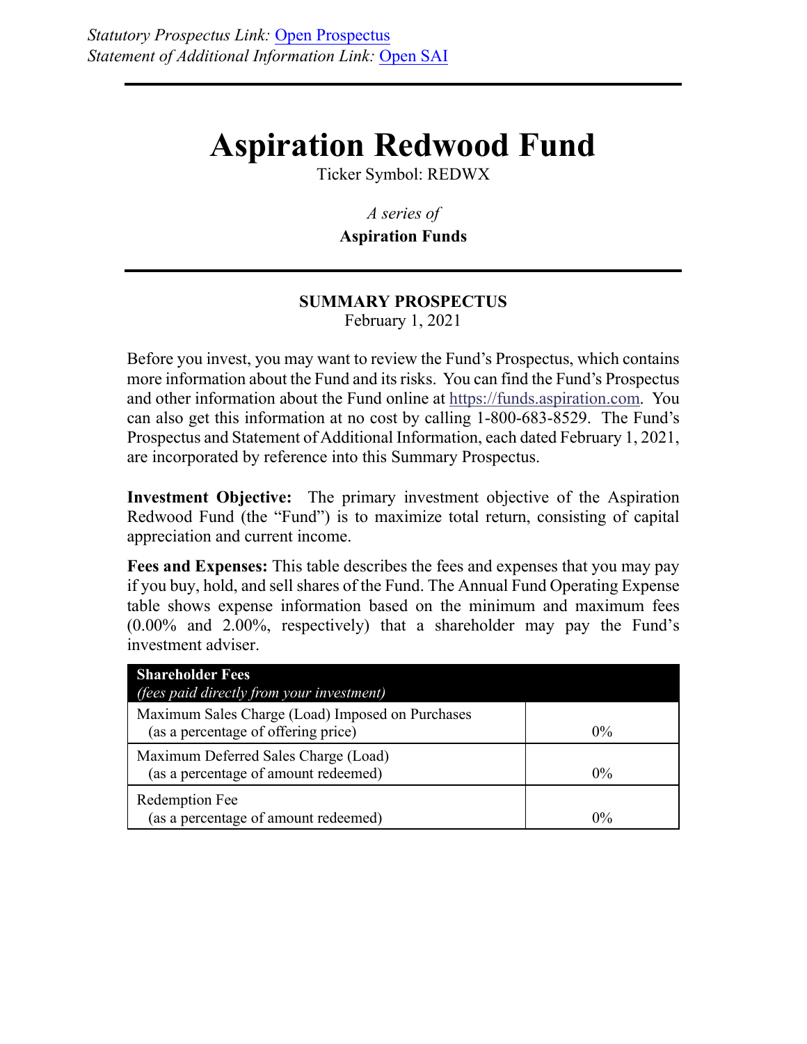*Statutory Prospectus Link:* [Open Prospectus]()
*Statement of Additional Information Link:* [Open SAI]()

# Aspiration Redwood Fund

Ticker Symbol: REDWX

*A series of*

**Aspiration Funds**

**SUMMARY PROSPECTUS**

February 1, 2021

Before you invest, you may want to review the Fund's Prospectus, which contains more information about the Fund and its risks. You can find the Fund's Prospectus and other information about the Fund online at https://funds.aspiration.com. You can also get this information at no cost by calling 1-800-683-8529. The Fund's Prospectus and Statement of Additional Information, each dated February 1, 2021, are incorporated by reference into this Summary Prospectus.

**Investment Objective:** The primary investment objective of the Aspiration Redwood Fund (the "Fund") is to maximize total return, consisting of capital appreciation and current income.

**Fees and Expenses:** This table describes the fees and expenses that you may pay if you buy, hold, and sell shares of the Fund. The Annual Fund Operating Expense table shows expense information based on the minimum and maximum fees (0.00% and 2.00%, respectively) that a shareholder may pay the Fund's investment adviser.

| **Shareholder Fees** *(fees paid directly from your investment)* | |
|---|---|
| Maximum Sales Charge (Load) Imposed on Purchases (as a percentage of offering price) | 0% |
| Maximum Deferred Sales Charge (Load) (as a percentage of amount redeemed) | 0% |
| Redemption Fee (as a percentage of amount redeemed) | 0% |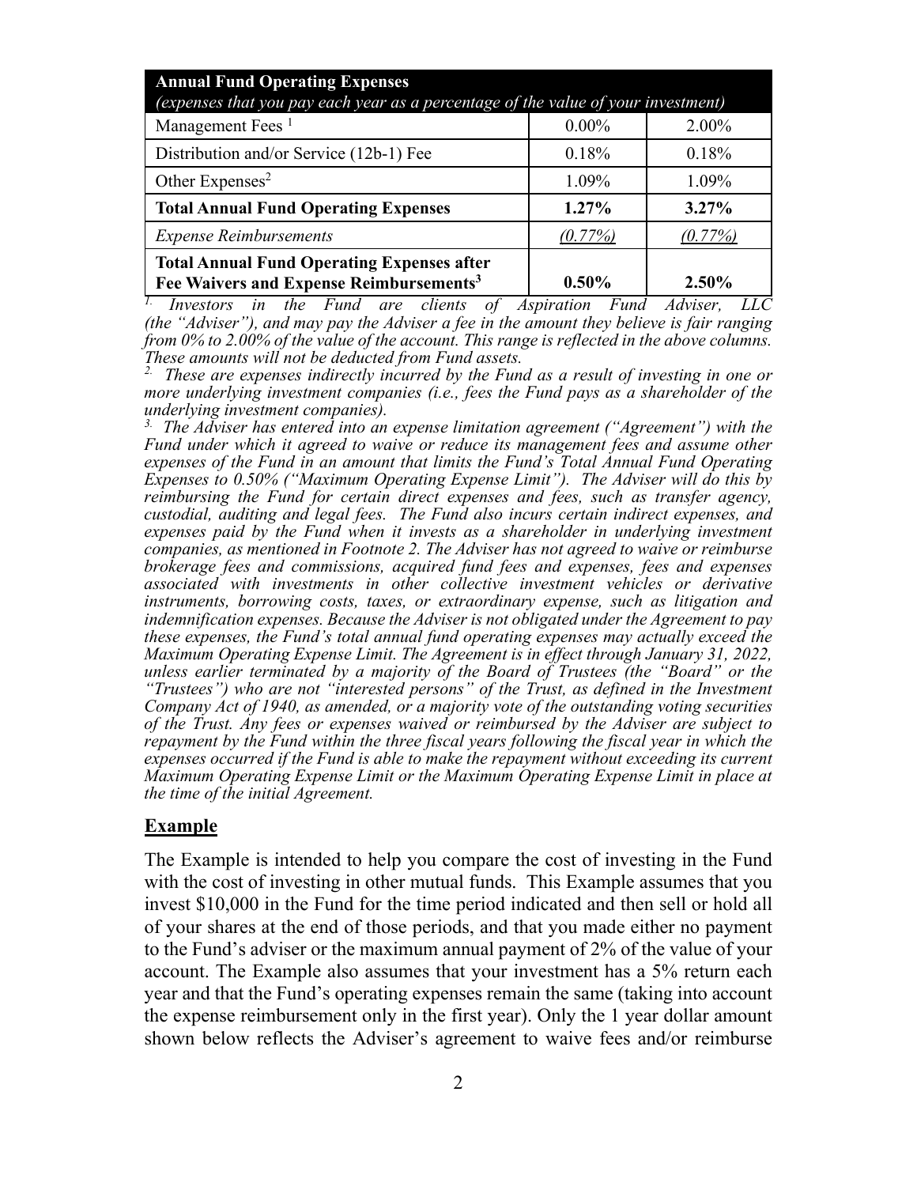| **Annual Fund Operating Expenses** *(expenses that you pay each year as a percentage of the value of your investment)* | | |
|---|---|---|
| Management Fees [1] | 0.00% | 2.00% |
| Distribution and/or Service (12b-1) Fee | 0.18% | 0.18% |
| Other Expenses[2] | 1.09% | 1.09% |
| **Total Annual Fund Operating Expenses** | **1.27%** | **3.27%** |
| *Expense Reimbursements* | *(0.77%)* | *(0.77%)* |
| **Total Annual Fund Operating Expenses after Fee Waivers and Expense Reimbursements[3]** | **0.50%** | **2.50%** |

*[1.] Investors in the Fund are clients of Aspiration Fund Adviser, LLC (the "Adviser"), and may pay the Adviser a fee in the amount they believe is fair ranging from 0% to 2.00% of the value of the account. This range is reflected in the above columns. These amounts will not be deducted from Fund assets.*

*[2.] These are expenses indirectly incurred by the Fund as a result of investing in one or more underlying investment companies (i.e., fees the Fund pays as a shareholder of the underlying investment companies).*

*[3.] The Adviser has entered into an expense limitation agreement ("Agreement") with the Fund under which it agreed to waive or reduce its management fees and assume other expenses of the Fund in an amount that limits the Fund's Total Annual Fund Operating Expenses to 0.50% ("Maximum Operating Expense Limit"). The Adviser will do this by reimbursing the Fund for certain direct expenses and fees, such as transfer agency, custodial, auditing and legal fees. The Fund also incurs certain indirect expenses, and expenses paid by the Fund when it invests as a shareholder in underlying investment companies, as mentioned in Footnote 2. The Adviser has not agreed to waive or reimburse brokerage fees and commissions, acquired fund fees and expenses, fees and expenses associated with investments in other collective investment vehicles or derivative instruments, borrowing costs, taxes, or extraordinary expense, such as litigation and indemnification expenses. Because the Adviser is not obligated under the Agreement to pay these expenses, the Fund's total annual fund operating expenses may actually exceed the Maximum Operating Expense Limit. The Agreement is in effect through January 31, 2022, unless earlier terminated by a majority of the Board of Trustees (the "Board" or the "Trustees") who are not "interested persons" of the Trust, as defined in the Investment Company Act of 1940, as amended, or a majority vote of the outstanding voting securities of the Trust. Any fees or expenses waived or reimbursed by the Adviser are subject to repayment by the Fund within the three fiscal years following the fiscal year in which the expenses occurred if the Fund is able to make the repayment without exceeding its current Maximum Operating Expense Limit or the Maximum Operating Expense Limit in place at the time of the initial Agreement.*

## Example

The Example is intended to help you compare the cost of investing in the Fund with the cost of investing in other mutual funds. This Example assumes that you invest $10,000 in the Fund for the time period indicated and then sell or hold all of your shares at the end of those periods, and that you made either no payment to the Fund's adviser or the maximum annual payment of 2% of the value of your account. The Example also assumes that your investment has a 5% return each year and that the Fund's operating expenses remain the same (taking into account the expense reimbursement only in the first year). Only the 1 year dollar amount shown below reflects the Adviser's agreement to waive fees and/or reimburse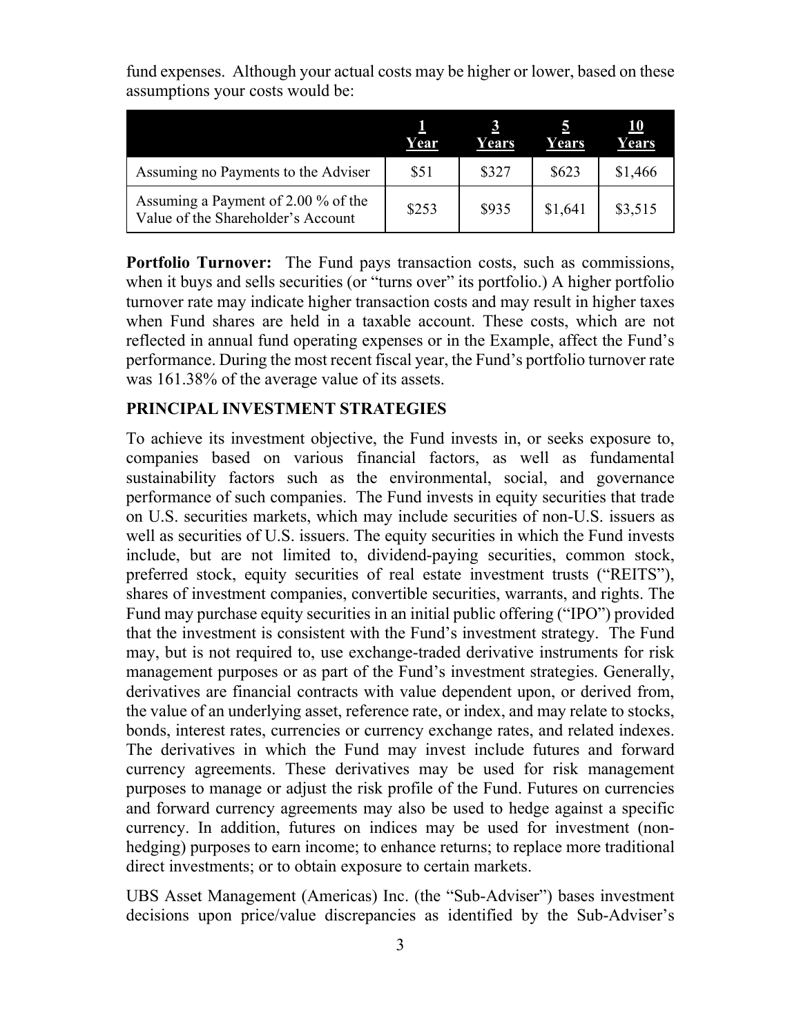fund expenses. Although your actual costs may be higher or lower, based on these assumptions your costs would be:

| | 1 Year | 3 Years | 5 Years | 10 Years |
|---|---|---|---|---|
| Assuming no Payments to the Adviser | $51 | $327 | $623 | $1,466 |
| Assuming a Payment of 2.00 % of the Value of the Shareholder's Account | $253 | $935 | $1,641 | $3,515 |

**Portfolio Turnover:** The Fund pays transaction costs, such as commissions, when it buys and sells securities (or "turns over" its portfolio.) A higher portfolio turnover rate may indicate higher transaction costs and may result in higher taxes when Fund shares are held in a taxable account. These costs, which are not reflected in annual fund operating expenses or in the Example, affect the Fund's performance. During the most recent fiscal year, the Fund's portfolio turnover rate was 161.38% of the average value of its assets.

## PRINCIPAL INVESTMENT STRATEGIES

To achieve its investment objective, the Fund invests in, or seeks exposure to, companies based on various financial factors, as well as fundamental sustainability factors such as the environmental, social, and governance performance of such companies. The Fund invests in equity securities that trade on U.S. securities markets, which may include securities of non-U.S. issuers as well as securities of U.S. issuers. The equity securities in which the Fund invests include, but are not limited to, dividend-paying securities, common stock, preferred stock, equity securities of real estate investment trusts ("REITS"), shares of investment companies, convertible securities, warrants, and rights. The Fund may purchase equity securities in an initial public offering ("IPO") provided that the investment is consistent with the Fund's investment strategy. The Fund may, but is not required to, use exchange-traded derivative instruments for risk management purposes or as part of the Fund's investment strategies. Generally, derivatives are financial contracts with value dependent upon, or derived from, the value of an underlying asset, reference rate, or index, and may relate to stocks, bonds, interest rates, currencies or currency exchange rates, and related indexes. The derivatives in which the Fund may invest include futures and forward currency agreements. These derivatives may be used for risk management purposes to manage or adjust the risk profile of the Fund. Futures on currencies and forward currency agreements may also be used to hedge against a specific currency. In addition, futures on indices may be used for investment (non-hedging) purposes to earn income; to enhance returns; to replace more traditional direct investments; or to obtain exposure to certain markets.

UBS Asset Management (Americas) Inc. (the "Sub-Adviser") bases investment decisions upon price/value discrepancies as identified by the Sub-Adviser's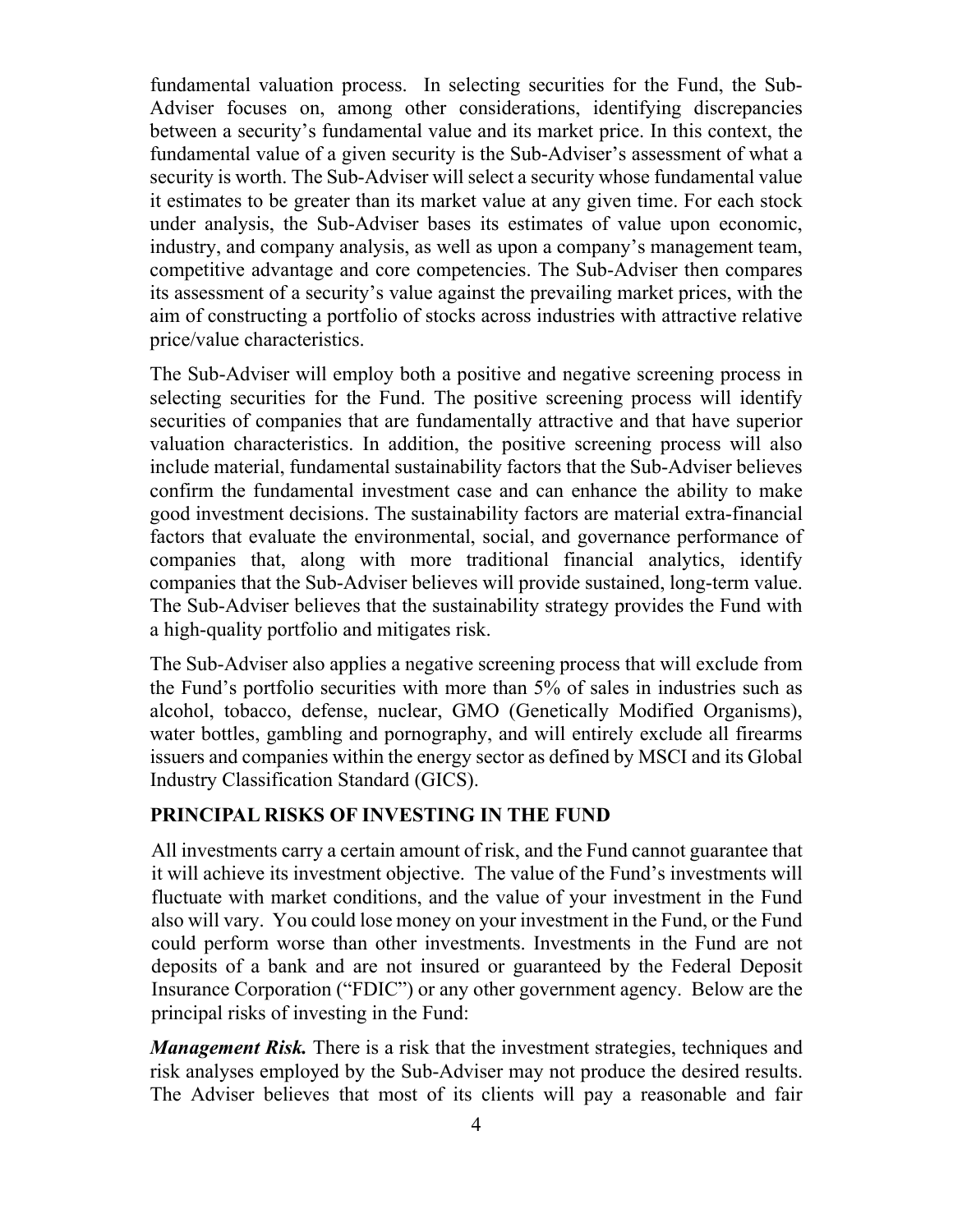fundamental valuation process. In selecting securities for the Fund, the Sub-Adviser focuses on, among other considerations, identifying discrepancies between a security's fundamental value and its market price. In this context, the fundamental value of a given security is the Sub-Adviser's assessment of what a security is worth. The Sub-Adviser will select a security whose fundamental value it estimates to be greater than its market value at any given time. For each stock under analysis, the Sub-Adviser bases its estimates of value upon economic, industry, and company analysis, as well as upon a company's management team, competitive advantage and core competencies. The Sub-Adviser then compares its assessment of a security's value against the prevailing market prices, with the aim of constructing a portfolio of stocks across industries with attractive relative price/value characteristics.

The Sub-Adviser will employ both a positive and negative screening process in selecting securities for the Fund. The positive screening process will identify securities of companies that are fundamentally attractive and that have superior valuation characteristics. In addition, the positive screening process will also include material, fundamental sustainability factors that the Sub-Adviser believes confirm the fundamental investment case and can enhance the ability to make good investment decisions. The sustainability factors are material extra-financial factors that evaluate the environmental, social, and governance performance of companies that, along with more traditional financial analytics, identify companies that the Sub-Adviser believes will provide sustained, long-term value. The Sub-Adviser believes that the sustainability strategy provides the Fund with a high-quality portfolio and mitigates risk.

The Sub-Adviser also applies a negative screening process that will exclude from the Fund's portfolio securities with more than 5% of sales in industries such as alcohol, tobacco, defense, nuclear, GMO (Genetically Modified Organisms), water bottles, gambling and pornography, and will entirely exclude all firearms issuers and companies within the energy sector as defined by MSCI and its Global Industry Classification Standard (GICS).

## PRINCIPAL RISKS OF INVESTING IN THE FUND

All investments carry a certain amount of risk, and the Fund cannot guarantee that it will achieve its investment objective. The value of the Fund's investments will fluctuate with market conditions, and the value of your investment in the Fund also will vary. You could lose money on your investment in the Fund, or the Fund could perform worse than other investments. Investments in the Fund are not deposits of a bank and are not insured or guaranteed by the Federal Deposit Insurance Corporation ("FDIC") or any other government agency. Below are the principal risks of investing in the Fund:

***Management Risk.*** There is a risk that the investment strategies, techniques and risk analyses employed by the Sub-Adviser may not produce the desired results. The Adviser believes that most of its clients will pay a reasonable and fair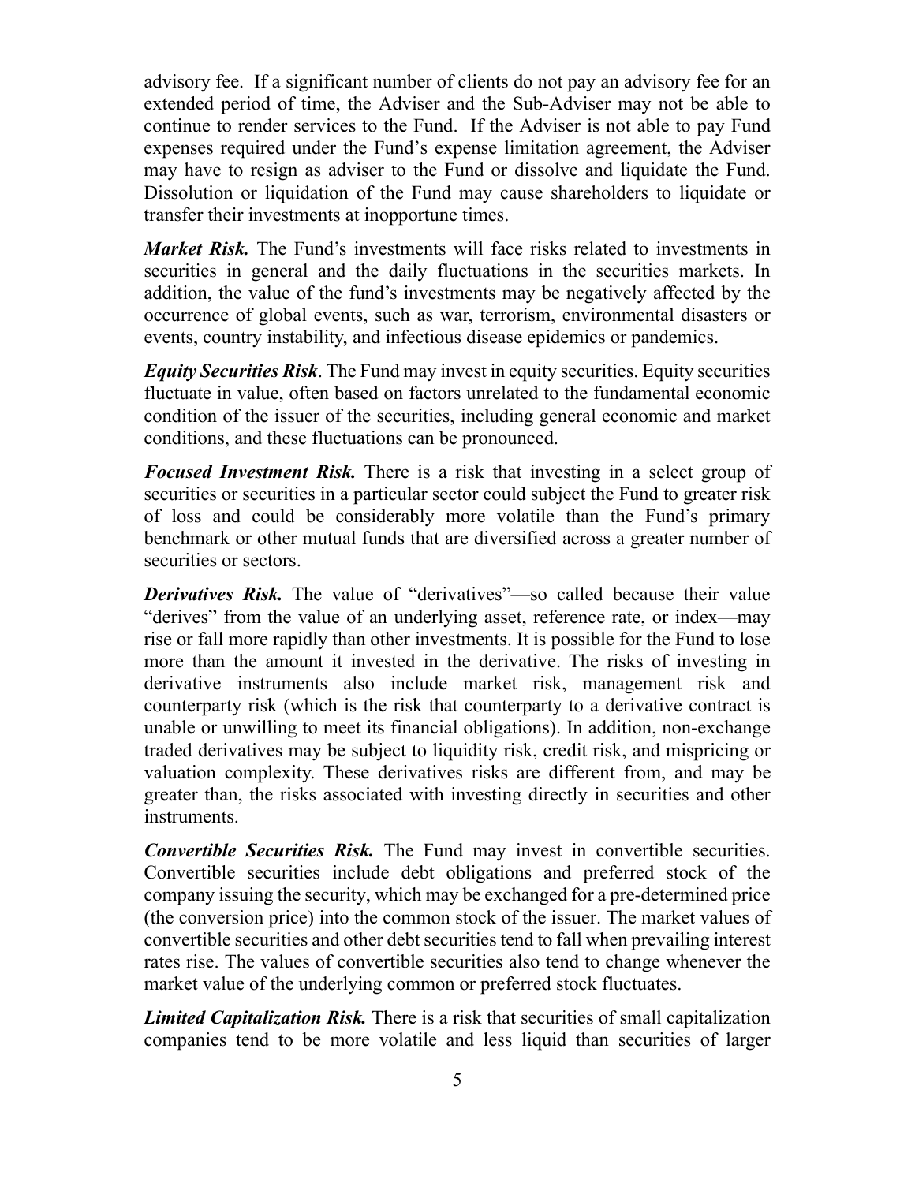advisory fee. If a significant number of clients do not pay an advisory fee for an extended period of time, the Adviser and the Sub-Adviser may not be able to continue to render services to the Fund. If the Adviser is not able to pay Fund expenses required under the Fund's expense limitation agreement, the Adviser may have to resign as adviser to the Fund or dissolve and liquidate the Fund. Dissolution or liquidation of the Fund may cause shareholders to liquidate or transfer their investments at inopportune times.

***Market Risk.*** The Fund's investments will face risks related to investments in securities in general and the daily fluctuations in the securities markets. In addition, the value of the fund's investments may be negatively affected by the occurrence of global events, such as war, terrorism, environmental disasters or events, country instability, and infectious disease epidemics or pandemics.

***Equity Securities Risk***. The Fund may invest in equity securities. Equity securities fluctuate in value, often based on factors unrelated to the fundamental economic condition of the issuer of the securities, including general economic and market conditions, and these fluctuations can be pronounced.

***Focused Investment Risk.*** There is a risk that investing in a select group of securities or securities in a particular sector could subject the Fund to greater risk of loss and could be considerably more volatile than the Fund's primary benchmark or other mutual funds that are diversified across a greater number of securities or sectors.

***Derivatives Risk.*** The value of "derivatives"—so called because their value "derives" from the value of an underlying asset, reference rate, or index—may rise or fall more rapidly than other investments. It is possible for the Fund to lose more than the amount it invested in the derivative. The risks of investing in derivative instruments also include market risk, management risk and counterparty risk (which is the risk that counterparty to a derivative contract is unable or unwilling to meet its financial obligations). In addition, non-exchange traded derivatives may be subject to liquidity risk, credit risk, and mispricing or valuation complexity. These derivatives risks are different from, and may be greater than, the risks associated with investing directly in securities and other instruments.

***Convertible Securities Risk.*** The Fund may invest in convertible securities. Convertible securities include debt obligations and preferred stock of the company issuing the security, which may be exchanged for a pre-determined price (the conversion price) into the common stock of the issuer. The market values of convertible securities and other debt securities tend to fall when prevailing interest rates rise. The values of convertible securities also tend to change whenever the market value of the underlying common or preferred stock fluctuates.

***Limited Capitalization Risk.*** There is a risk that securities of small capitalization companies tend to be more volatile and less liquid than securities of larger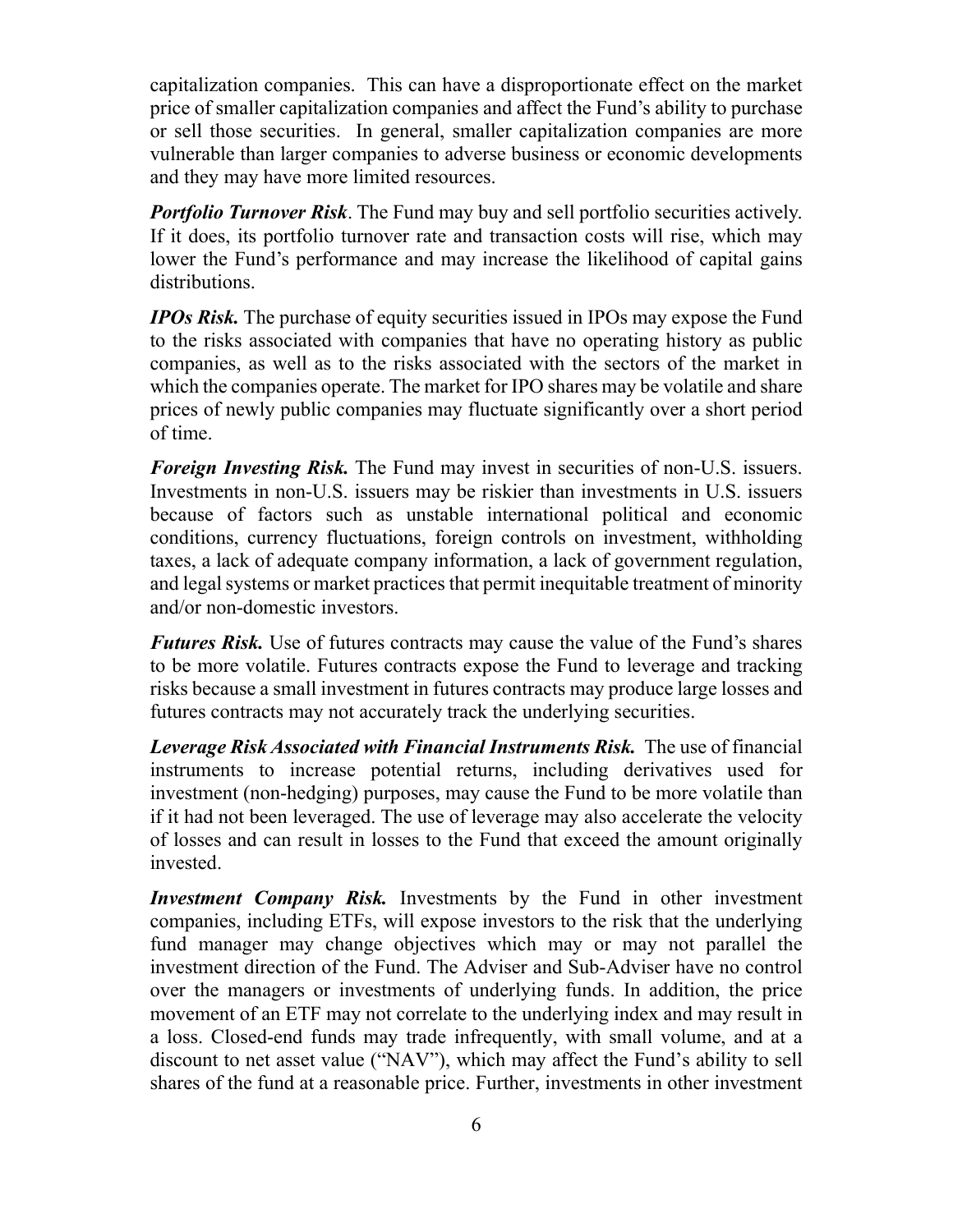capitalization companies. This can have a disproportionate effect on the market price of smaller capitalization companies and affect the Fund's ability to purchase or sell those securities. In general, smaller capitalization companies are more vulnerable than larger companies to adverse business or economic developments and they may have more limited resources.

***Portfolio Turnover Risk***. The Fund may buy and sell portfolio securities actively. If it does, its portfolio turnover rate and transaction costs will rise, which may lower the Fund's performance and may increase the likelihood of capital gains distributions.

***IPOs Risk.*** The purchase of equity securities issued in IPOs may expose the Fund to the risks associated with companies that have no operating history as public companies, as well as to the risks associated with the sectors of the market in which the companies operate. The market for IPO shares may be volatile and share prices of newly public companies may fluctuate significantly over a short period of time.

***Foreign Investing Risk.*** The Fund may invest in securities of non-U.S. issuers. Investments in non-U.S. issuers may be riskier than investments in U.S. issuers because of factors such as unstable international political and economic conditions, currency fluctuations, foreign controls on investment, withholding taxes, a lack of adequate company information, a lack of government regulation, and legal systems or market practices that permit inequitable treatment of minority and/or non-domestic investors.

***Futures Risk.*** Use of futures contracts may cause the value of the Fund's shares to be more volatile. Futures contracts expose the Fund to leverage and tracking risks because a small investment in futures contracts may produce large losses and futures contracts may not accurately track the underlying securities.

***Leverage Risk Associated with Financial Instruments Risk.*** The use of financial instruments to increase potential returns, including derivatives used for investment (non-hedging) purposes, may cause the Fund to be more volatile than if it had not been leveraged. The use of leverage may also accelerate the velocity of losses and can result in losses to the Fund that exceed the amount originally invested.

***Investment Company Risk.*** Investments by the Fund in other investment companies, including ETFs, will expose investors to the risk that the underlying fund manager may change objectives which may or may not parallel the investment direction of the Fund. The Adviser and Sub-Adviser have no control over the managers or investments of underlying funds. In addition, the price movement of an ETF may not correlate to the underlying index and may result in a loss. Closed-end funds may trade infrequently, with small volume, and at a discount to net asset value ("NAV"), which may affect the Fund's ability to sell shares of the fund at a reasonable price. Further, investments in other investment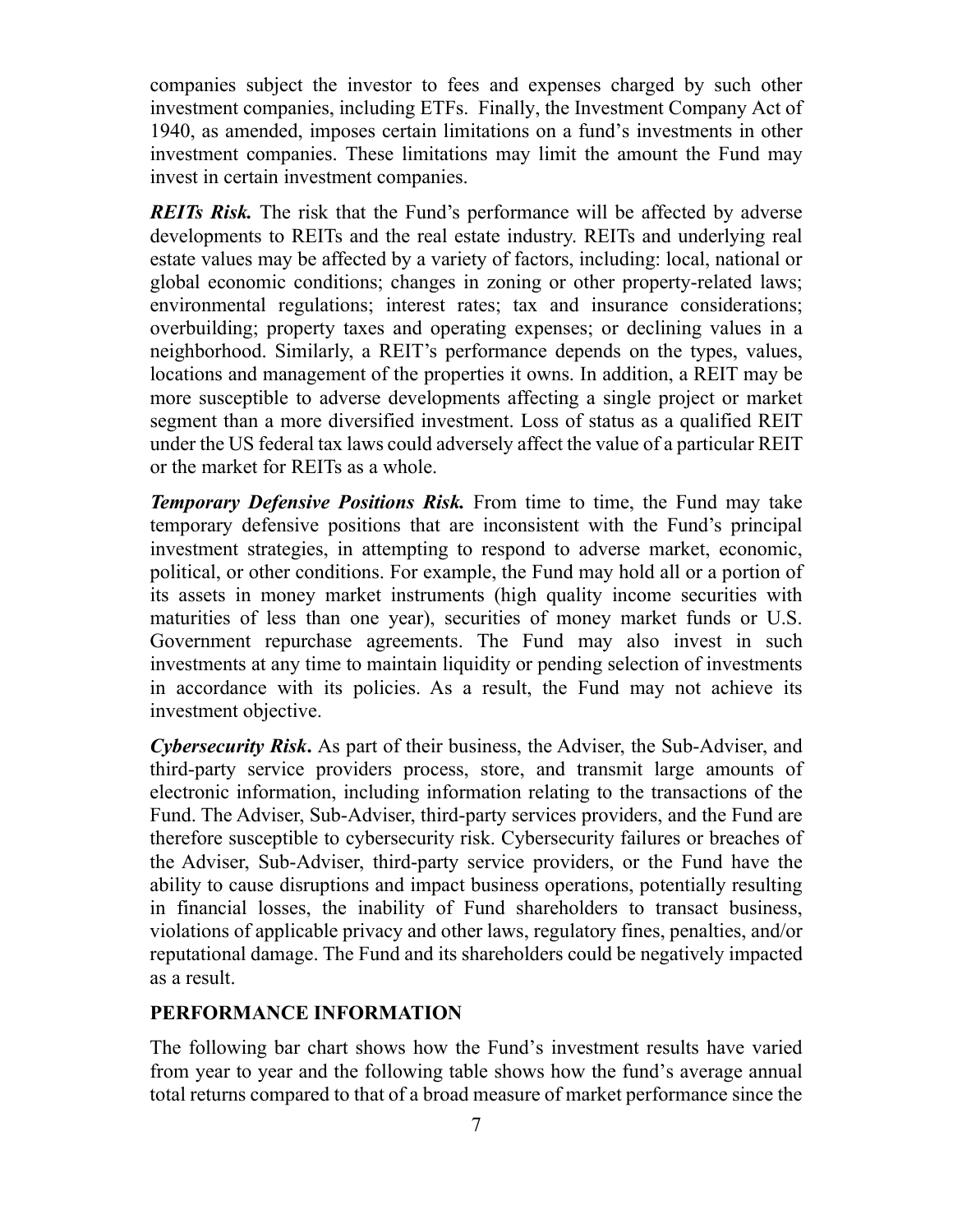companies subject the investor to fees and expenses charged by such other investment companies, including ETFs. Finally, the Investment Company Act of 1940, as amended, imposes certain limitations on a fund's investments in other investment companies. These limitations may limit the amount the Fund may invest in certain investment companies.

***REITs Risk.*** The risk that the Fund's performance will be affected by adverse developments to REITs and the real estate industry. REITs and underlying real estate values may be affected by a variety of factors, including: local, national or global economic conditions; changes in zoning or other property-related laws; environmental regulations; interest rates; tax and insurance considerations; overbuilding; property taxes and operating expenses; or declining values in a neighborhood. Similarly, a REIT's performance depends on the types, values, locations and management of the properties it owns. In addition, a REIT may be more susceptible to adverse developments affecting a single project or market segment than a more diversified investment. Loss of status as a qualified REIT under the US federal tax laws could adversely affect the value of a particular REIT or the market for REITs as a whole.

***Temporary Defensive Positions Risk.*** From time to time, the Fund may take temporary defensive positions that are inconsistent with the Fund's principal investment strategies, in attempting to respond to adverse market, economic, political, or other conditions. For example, the Fund may hold all or a portion of its assets in money market instruments (high quality income securities with maturities of less than one year), securities of money market funds or U.S. Government repurchase agreements. The Fund may also invest in such investments at any time to maintain liquidity or pending selection of investments in accordance with its policies. As a result, the Fund may not achieve its investment objective.

***Cybersecurity Risk*****.** As part of their business, the Adviser, the Sub-Adviser, and third-party service providers process, store, and transmit large amounts of electronic information, including information relating to the transactions of the Fund. The Adviser, Sub-Adviser, third-party services providers, and the Fund are therefore susceptible to cybersecurity risk. Cybersecurity failures or breaches of the Adviser, Sub-Adviser, third-party service providers, or the Fund have the ability to cause disruptions and impact business operations, potentially resulting in financial losses, the inability of Fund shareholders to transact business, violations of applicable privacy and other laws, regulatory fines, penalties, and/or reputational damage. The Fund and its shareholders could be negatively impacted as a result.

## PERFORMANCE INFORMATION

The following bar chart shows how the Fund's investment results have varied from year to year and the following table shows how the fund's average annual total returns compared to that of a broad measure of market performance since the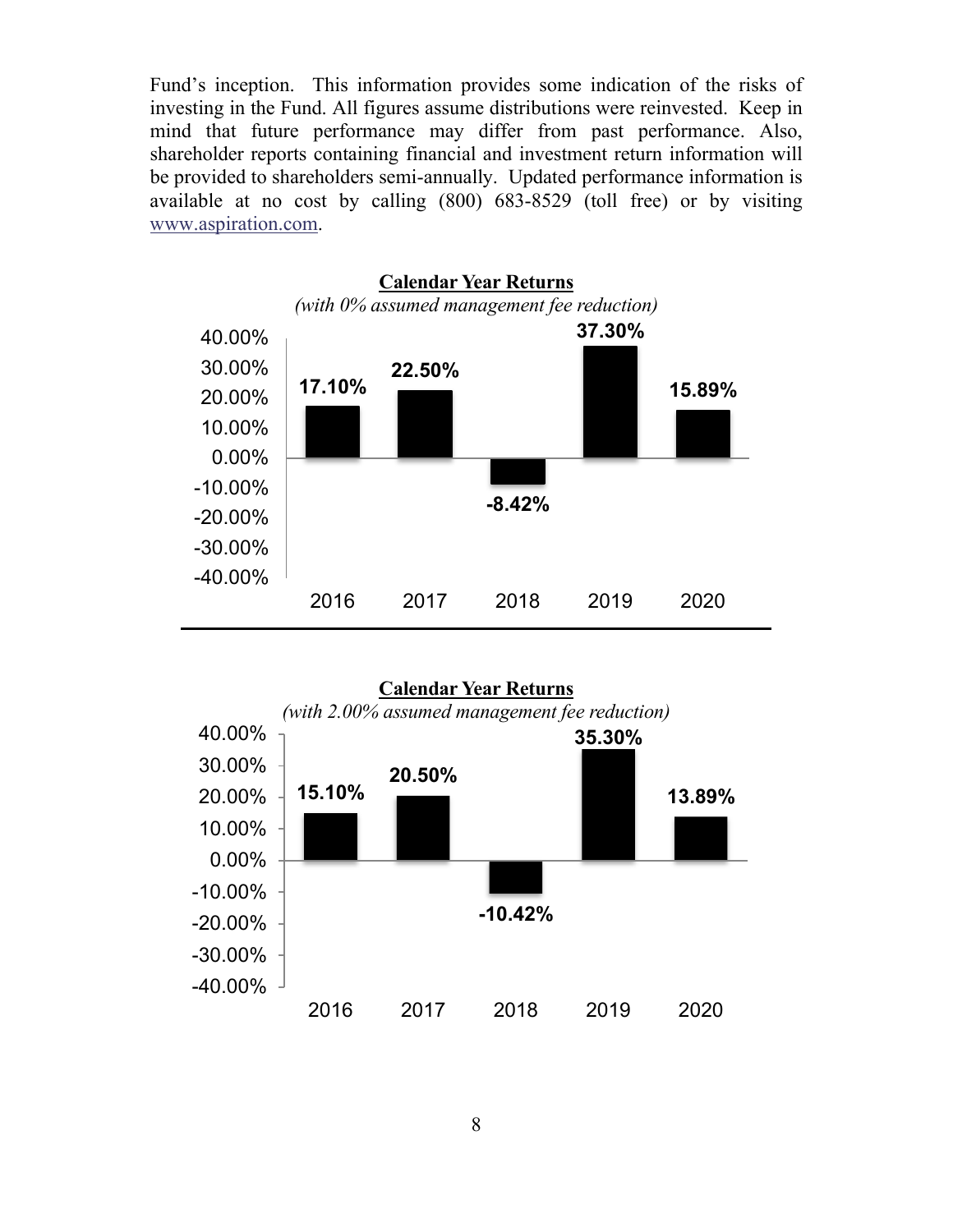Fund's inception. This information provides some indication of the risks of investing in the Fund. All figures assume distributions were reinvested. Keep in mind that future performance may differ from past performance. Also, shareholder reports containing financial and investment return information will be provided to shareholders semi-annually. Updated performance information is available at no cost by calling (800) 683-8529 (toll free) or by visiting www.aspiration.com.

**Calendar Year Returns**

*(with 0% assumed management fee reduction)*

| 2016 | 2017 | 2018 | 2019 | 2020 |
|---|---|---|---|---|
| 17.10% | 22.50% | -8.42% | 37.30% | 15.89% |

**Calendar Year Returns**

*(with 2.00% assumed management fee reduction)*

| 2016 | 2017 | 2018 | 2019 | 2020 |
|---|---|---|---|---|
| 15.10% | 20.50% | -10.42% | 35.30% | 13.89% |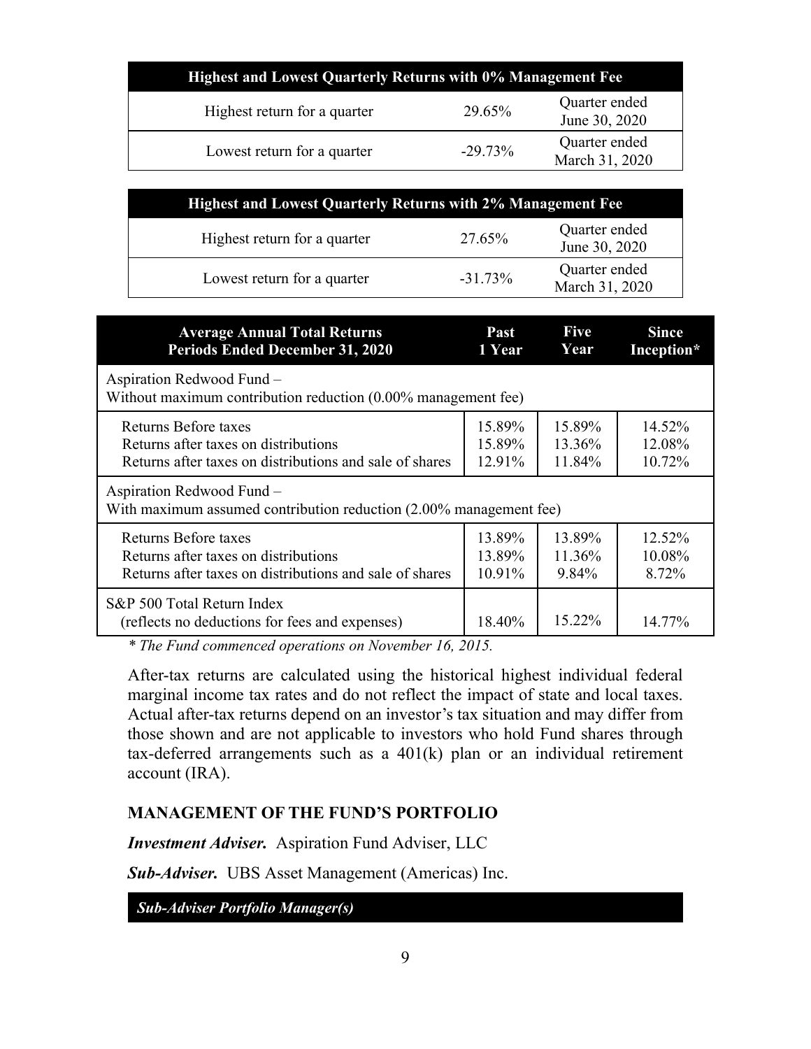| Highest and Lowest Quarterly Returns with 0% Management Fee | | |
|---|---|---|
| Highest return for a quarter | 29.65% | Quarter ended June 30, 2020 |
| Lowest return for a quarter | -29.73% | Quarter ended March 31, 2020 |

| Highest and Lowest Quarterly Returns with 2% Management Fee | | |
|---|---|---|
| Highest return for a quarter | 27.65% | Quarter ended June 30, 2020 |
| Lowest return for a quarter | -31.73% | Quarter ended March 31, 2020 |

| Average Annual Total Returns Periods Ended December 31, 2020 | Past 1 Year | Five Year | Since Inception* |
|---|---|---|---|
| Aspiration Redwood Fund – Without maximum contribution reduction (0.00% management fee) | | | |
| Returns Before taxes | 15.89% | 15.89% | 14.52% |
| Returns after taxes on distributions | 15.89% | 13.36% | 12.08% |
| Returns after taxes on distributions and sale of shares | 12.91% | 11.84% | 10.72% |
| Aspiration Redwood Fund – With maximum assumed contribution reduction (2.00% management fee) | | | |
| Returns Before taxes | 13.89% | 13.89% | 12.52% |
| Returns after taxes on distributions | 13.89% | 11.36% | 10.08% |
| Returns after taxes on distributions and sale of shares | 10.91% | 9.84% | 8.72% |
| S&P 500 Total Return Index (reflects no deductions for fees and expenses) | 18.40% | 15.22% | 14.77% |

*\* The Fund commenced operations on November 16, 2015.*

After-tax returns are calculated using the historical highest individual federal marginal income tax rates and do not reflect the impact of state and local taxes. Actual after-tax returns depend on an investor's tax situation and may differ from those shown and are not applicable to investors who hold Fund shares through tax-deferred arrangements such as a 401(k) plan or an individual retirement account (IRA).

## MANAGEMENT OF THE FUND'S PORTFOLIO

***Investment Adviser.*** Aspiration Fund Adviser, LLC

***Sub-Adviser.*** UBS Asset Management (Americas) Inc.

***Sub-Adviser Portfolio Manager(s)***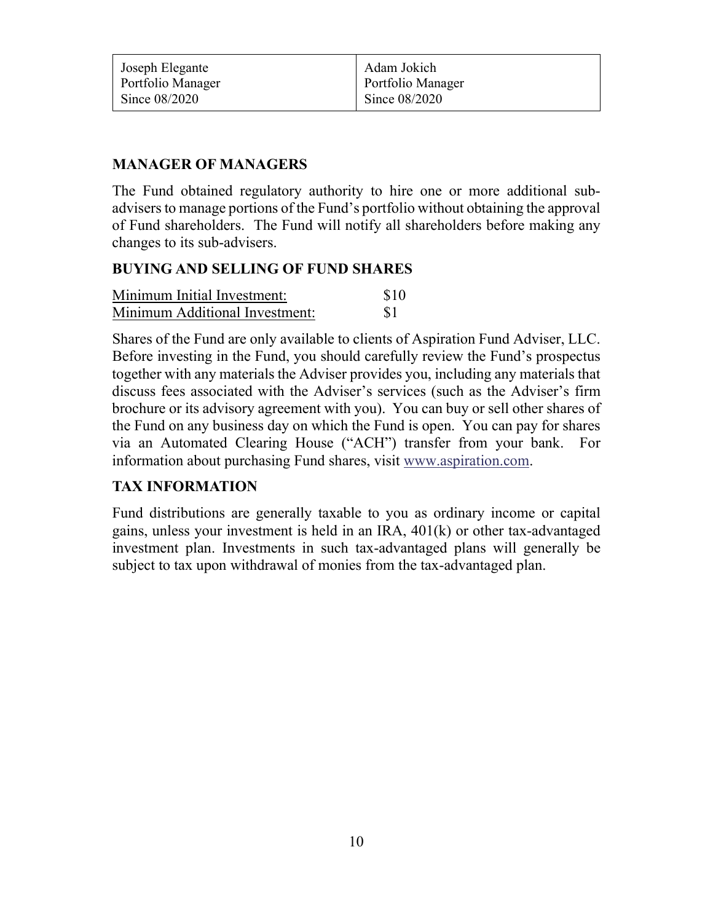| | |
|---|---|
| Joseph Elegante<br>Portfolio Manager<br>Since 08/2020 | Adam Jokich<br>Portfolio Manager<br>Since 08/2020 |

## MANAGER OF MANAGERS

The Fund obtained regulatory authority to hire one or more additional sub-advisers to manage portions of the Fund's portfolio without obtaining the approval of Fund shareholders. The Fund will notify all shareholders before making any changes to its sub-advisers.

## BUYING AND SELLING OF FUND SHARES

| | |
|---|---|
| Minimum Initial Investment: | \$10 |
| Minimum Additional Investment: | \$1 |

Shares of the Fund are only available to clients of Aspiration Fund Adviser, LLC. Before investing in the Fund, you should carefully review the Fund's prospectus together with any materials the Adviser provides you, including any materials that discuss fees associated with the Adviser's services (such as the Adviser's firm brochure or its advisory agreement with you). You can buy or sell other shares of the Fund on any business day on which the Fund is open. You can pay for shares via an Automated Clearing House ("ACH") transfer from your bank. For information about purchasing Fund shares, visit www.aspiration.com.

## TAX INFORMATION

Fund distributions are generally taxable to you as ordinary income or capital gains, unless your investment is held in an IRA, 401(k) or other tax-advantaged investment plan. Investments in such tax-advantaged plans will generally be subject to tax upon withdrawal of monies from the tax-advantaged plan.